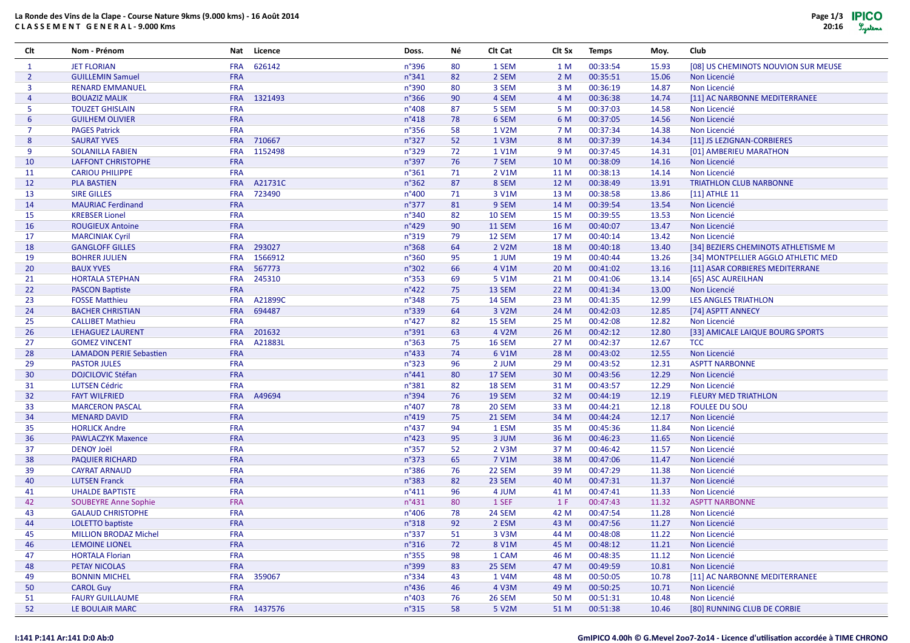**La Ronde des Vins de la Clape - Course Nature 9kms (9.000 kms) - 16 Août 2014**

**C L A S S E M E N T   G E N E R A L - 9.000 Kms**

| Clt | Nom - Prénom | Nat | Licence | Doss. | Né | Clt Cat | Clt Sx | Temps | Moy. | Club |
|---|---|---|---|---|---|---|---|---|---|---|
| 1 | JET FLORIAN | FRA | 626142 | n°396 | 80 | 1 SEM | 1 M | 00:33:54 | 15.93 | [08] US CHEMINOTS NOUVION SUR MEUSE |
| 2 | GUILLEMIN Samuel | FRA | | n°341 | 82 | 2 SEM | 2 M | 00:35:51 | 15.06 | Non Licencié |
| 3 | RENARD EMMANUEL | FRA | | n°390 | 80 | 3 SEM | 3 M | 00:36:19 | 14.87 | Non Licencié |
| 4 | BOUAZIZ MALIK | FRA | 1321493 | n°366 | 90 | 4 SEM | 4 M | 00:36:38 | 14.74 | [11] AC NARBONNE MEDITERRANEE |
| 5 | TOUZET GHISLAIN | FRA | | n°408 | 87 | 5 SEM | 5 M | 00:37:03 | 14.58 | Non Licencié |
| 6 | GUILHEM OLIVIER | FRA | | n°418 | 78 | 6 SEM | 6 M | 00:37:05 | 14.56 | Non Licencié |
| 7 | PAGES Patrick | FRA | | n°356 | 58 | 1 V2M | 7 M | 00:37:34 | 14.38 | Non Licencié |
| 8 | SAURAT YVES | FRA | 710667 | n°327 | 52 | 1 V3M | 8 M | 00:37:39 | 14.34 | [11] JS LEZIGNAN-CORBIERES |
| 9 | SOLANILLA FABIEN | FRA | 1152498 | n°329 | 72 | 1 V1M | 9 M | 00:37:45 | 14.31 | [01] AMBERIEU MARATHON |
| 10 | LAFFONT CHRISTOPHE | FRA | | n°397 | 76 | 7 SEM | 10 M | 00:38:09 | 14.16 | Non Licencié |
| 11 | CARIOU PHILIPPE | FRA | | n°361 | 71 | 2 V1M | 11 M | 00:38:13 | 14.14 | Non Licencié |
| 12 | PLA BASTIEN | FRA | A21731C | n°362 | 87 | 8 SEM | 12 M | 00:38:49 | 13.91 | TRIATHLON CLUB NARBONNE |
| 13 | SIRE GILLES | FRA | 723490 | n°400 | 71 | 3 V1M | 13 M | 00:38:58 | 13.86 | [11] ATHLE 11 |
| 14 | MAURIAC Ferdinand | FRA | | n°377 | 81 | 9 SEM | 14 M | 00:39:54 | 13.54 | Non Licencié |
| 15 | KREBSER Lionel | FRA | | n°340 | 82 | 10 SEM | 15 M | 00:39:55 | 13.53 | Non Licencié |
| 16 | ROUGIEUX Antoine | FRA | | n°429 | 90 | 11 SEM | 16 M | 00:40:07 | 13.47 | Non Licencié |
| 17 | MARCINIAK Cyril | FRA | | n°319 | 79 | 12 SEM | 17 M | 00:40:14 | 13.42 | Non Licencié |
| 18 | GANGLOFF GILLES | FRA | 293027 | n°368 | 64 | 2 V2M | 18 M | 00:40:18 | 13.40 | [34] BEZIERS CHEMINOTS ATHLETISME M |
| 19 | BOHRER JULIEN | FRA | 1566912 | n°360 | 95 | 1 JUM | 19 M | 00:40:44 | 13.26 | [34] MONTPELLIER AGGLO ATHLETIC MED |
| 20 | BAUX YVES | FRA | 567773 | n°302 | 66 | 4 V1M | 20 M | 00:41:02 | 13.16 | [11] ASAR CORBIERES MEDITERRANE |
| 21 | HORTALA STEPHAN | FRA | 245310 | n°353 | 69 | 5 V1M | 21 M | 00:41:06 | 13.14 | [65] ASC AUREILHAN |
| 22 | PASCON Baptiste | FRA | | n°422 | 75 | 13 SEM | 22 M | 00:41:34 | 13.00 | Non Licencié |
| 23 | FOSSE Matthieu | FRA | A21899C | n°348 | 75 | 14 SEM | 23 M | 00:41:35 | 12.99 | LES ANGLES TRIATHLON |
| 24 | BACHER CHRISTIAN | FRA | 694487 | n°339 | 64 | 3 V2M | 24 M | 00:42:03 | 12.85 | [74] ASPTT ANNECY |
| 25 | CALLIBET Mathieu | FRA | | n°427 | 82 | 15 SEM | 25 M | 00:42:08 | 12.82 | Non Licencié |
| 26 | LEHAGUEZ LAURENT | FRA | 201632 | n°391 | 63 | 4 V2M | 26 M | 00:42:12 | 12.80 | [33] AMICALE LAIQUE BOURG SPORTS |
| 27 | GOMEZ VINCENT | FRA | A21883L | n°363 | 75 | 16 SEM | 27 M | 00:42:37 | 12.67 | TCC |
| 28 | LAMADON PERIE Sebastien | FRA | | n°433 | 74 | 6 V1M | 28 M | 00:43:02 | 12.55 | Non Licencié |
| 29 | PASTOR JULES | FRA | | n°323 | 96 | 2 JUM | 29 M | 00:43:52 | 12.31 | ASPTT NARBONNE |
| 30 | DOJCILOVIC Stéfan | FRA | | n°441 | 80 | 17 SEM | 30 M | 00:43:56 | 12.29 | Non Licencié |
| 31 | LUTSEN Cédric | FRA | | n°381 | 82 | 18 SEM | 31 M | 00:43:57 | 12.29 | Non Licencié |
| 32 | FAYT WILFRIED | FRA | A49694 | n°394 | 76 | 19 SEM | 32 M | 00:44:19 | 12.19 | FLEURY MED TRIATHLON |
| 33 | MARCERON PASCAL | FRA | | n°407 | 78 | 20 SEM | 33 M | 00:44:21 | 12.18 | FOULEE DU SOU |
| 34 | MENARD DAVID | FRA | | n°419 | 75 | 21 SEM | 34 M | 00:44:24 | 12.17 | Non Licencié |
| 35 | HORLICK Andre | FRA | | n°437 | 94 | 1 ESM | 35 M | 00:45:36 | 11.84 | Non Licencié |
| 36 | PAWLACZYK Maxence | FRA | | n°423 | 95 | 3 JUM | 36 M | 00:46:23 | 11.65 | Non Licencié |
| 37 | DENOY Joël | FRA | | n°357 | 52 | 2 V3M | 37 M | 00:46:42 | 11.57 | Non Licencié |
| 38 | PAQUIER RICHARD | FRA | | n°373 | 65 | 7 V1M | 38 M | 00:47:06 | 11.47 | Non Licencié |
| 39 | CAYRAT ARNAUD | FRA | | n°386 | 76 | 22 SEM | 39 M | 00:47:29 | 11.38 | Non Licencié |
| 40 | LUTSEN Franck | FRA | | n°383 | 82 | 23 SEM | 40 M | 00:47:31 | 11.37 | Non Licencié |
| 41 | UHALDE BAPTISTE | FRA | | n°411 | 96 | 4 JUM | 41 M | 00:47:41 | 11.33 | Non Licencié |
| 42 | SOUBEYRE Anne Sophie | FRA | | n°431 | 80 | 1 SEF | 1 F | 00:47:43 | 11.32 | ASPTT NARBONNE |
| 43 | GALAUD CHRISTOPHE | FRA | | n°406 | 78 | 24 SEM | 42 M | 00:47:54 | 11.28 | Non Licencié |
| 44 | LOLETTO baptiste | FRA | | n°318 | 92 | 2 ESM | 43 M | 00:47:56 | 11.27 | Non Licencié |
| 45 | MILLION BRODAZ Michel | FRA | | n°337 | 51 | 3 V3M | 44 M | 00:48:08 | 11.22 | Non Licencié |
| 46 | LEMOINE LIONEL | FRA | | n°316 | 72 | 8 V1M | 45 M | 00:48:12 | 11.21 | Non Licencié |
| 47 | HORTALA Florian | FRA | | n°355 | 98 | 1 CAM | 46 M | 00:48:35 | 11.12 | Non Licencié |
| 48 | PETAY NICOLAS | FRA | | n°399 | 83 | 25 SEM | 47 M | 00:49:59 | 10.81 | Non Licencié |
| 49 | BONNIN MICHEL | FRA | 359067 | n°334 | 43 | 1 V4M | 48 M | 00:50:05 | 10.78 | [11] AC NARBONNE MEDITERRANEE |
| 50 | CAROL Guy | FRA | | n°436 | 46 | 4 V3M | 49 M | 00:50:25 | 10.71 | Non Licencié |
| 51 | FAURY GUILLAUME | FRA | | n°403 | 76 | 26 SEM | 50 M | 00:51:31 | 10.48 | Non Licencié |
| 52 | LE BOULAIR MARC | FRA | 1437576 | n°315 | 58 | 5 V2M | 51 M | 00:51:38 | 10.46 | [80] RUNNING CLUB DE CORBIE |

I:141 P:141 Ar:141 D:0 Ab:0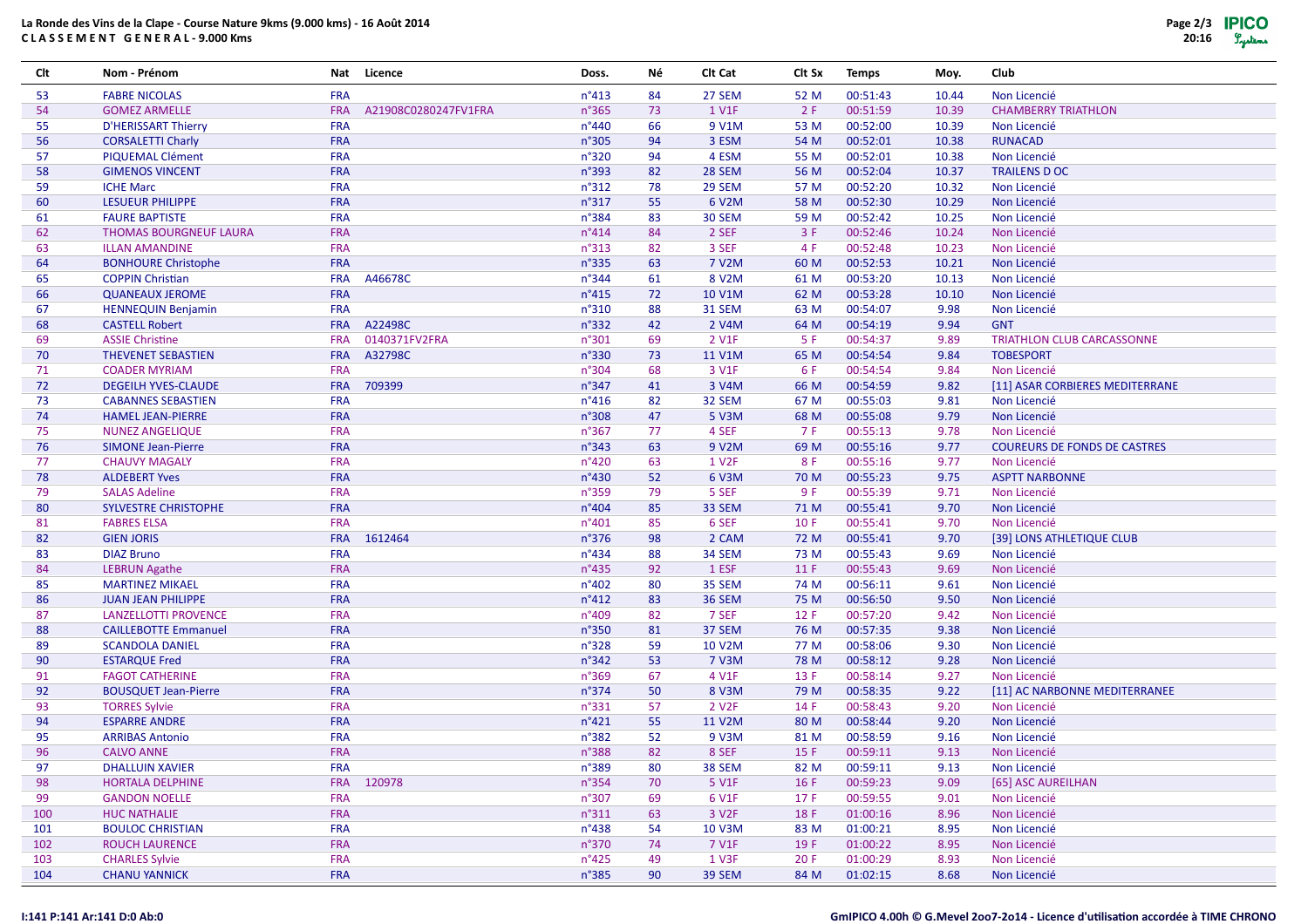La Ronde des Vins de la Clape - Course Nature 9kms (9.000 kms) - 16 Août 2014

**C L A S S E M E N T   G E N E R A L - 9.000 Kms**

| Clt | Nom - Prénom | Nat | Licence | Doss. | Né | Clt Cat | Clt Sx | Temps | Moy. | Club |
|---|---|---|---|---|---|---|---|---|---|---|
| 53 | FABRE NICOLAS | FRA | | n°413 | 84 | 27 SEM | 52 M | 00:51:43 | 10.44 | Non Licencié |
| 54 | GOMEZ ARMELLE | FRA | A21908C0280247FV1FRA | n°365 | 73 | 1 V1F | 2 F | 00:51:59 | 10.39 | CHAMBERRY TRIATHLON |
| 55 | D'HERISSART Thierry | FRA | | n°440 | 66 | 9 V1M | 53 M | 00:52:00 | 10.39 | Non Licencié |
| 56 | CORSALETTI Charly | FRA | | n°305 | 94 | 3 ESM | 54 M | 00:52:01 | 10.38 | RUNACAD |
| 57 | PIQUEMAL Clément | FRA | | n°320 | 94 | 4 ESM | 55 M | 00:52:01 | 10.38 | Non Licencié |
| 58 | GIMENOS VINCENT | FRA | | n°393 | 82 | 28 SEM | 56 M | 00:52:04 | 10.37 | TRAILENS D OC |
| 59 | ICHE Marc | FRA | | n°312 | 78 | 29 SEM | 57 M | 00:52:20 | 10.32 | Non Licencié |
| 60 | LESUEUR PHILIPPE | FRA | | n°317 | 55 | 6 V2M | 58 M | 00:52:30 | 10.29 | Non Licencié |
| 61 | FAURE BAPTISTE | FRA | | n°384 | 83 | 30 SEM | 59 M | 00:52:42 | 10.25 | Non Licencié |
| 62 | THOMAS BOURGNEUF LAURA | FRA | | n°414 | 84 | 2 SEF | 3 F | 00:52:46 | 10.24 | Non Licencié |
| 63 | ILLAN AMANDINE | FRA | | n°313 | 82 | 3 SEF | 4 F | 00:52:48 | 10.23 | Non Licencié |
| 64 | BONHOURE Christophe | FRA | | n°335 | 63 | 7 V2M | 60 M | 00:52:53 | 10.21 | Non Licencié |
| 65 | COPPIN Christian | FRA | A46678C | n°344 | 61 | 8 V2M | 61 M | 00:53:20 | 10.13 | Non Licencié |
| 66 | QUANEAUX JEROME | FRA | | n°415 | 72 | 10 V1M | 62 M | 00:53:28 | 10.10 | Non Licencié |
| 67 | HENNEQUIN Benjamin | FRA | | n°310 | 88 | 31 SEM | 63 M | 00:54:07 | 9.98 | Non Licencié |
| 68 | CASTELL Robert | FRA | A22498C | n°332 | 42 | 2 V4M | 64 M | 00:54:19 | 9.94 | GNT |
| 69 | ASSIE Christine | FRA | 0140371FV2FRA | n°301 | 69 | 2 V1F | 5 F | 00:54:37 | 9.89 | TRIATHLON CLUB CARCASSONNE |
| 70 | THEVENET SEBASTIEN | FRA | A32798C | n°330 | 73 | 11 V1M | 65 M | 00:54:54 | 9.84 | TOBESPORT |
| 71 | COADER MYRIAM | FRA | | n°304 | 68 | 3 V1F | 6 F | 00:54:54 | 9.84 | Non Licencié |
| 72 | DEGEILH YVES-CLAUDE | FRA | 709399 | n°347 | 41 | 3 V4M | 66 M | 00:54:59 | 9.82 | [11] ASAR CORBIERES MEDITERRANE |
| 73 | CABANNES SEBASTIEN | FRA | | n°416 | 82 | 32 SEM | 67 M | 00:55:03 | 9.81 | Non Licencié |
| 74 | HAMEL JEAN-PIERRE | FRA | | n°308 | 47 | 5 V3M | 68 M | 00:55:08 | 9.79 | Non Licencié |
| 75 | NUNEZ ANGELIQUE | FRA | | n°367 | 77 | 4 SEF | 7 F | 00:55:13 | 9.78 | Non Licencié |
| 76 | SIMONE Jean-Pierre | FRA | | n°343 | 63 | 9 V2M | 69 M | 00:55:16 | 9.77 | COUREURS DE FONDS DE CASTRES |
| 77 | CHAUVY MAGALY | FRA | | n°420 | 63 | 1 V2F | 8 F | 00:55:16 | 9.77 | Non Licencié |
| 78 | ALDEBERT Yves | FRA | | n°430 | 52 | 6 V3M | 70 M | 00:55:23 | 9.75 | ASPTT NARBONNE |
| 79 | SALAS Adeline | FRA | | n°359 | 79 | 5 SEF | 9 F | 00:55:39 | 9.71 | Non Licencié |
| 80 | SYLVESTRE CHRISTOPHE | FRA | | n°404 | 85 | 33 SEM | 71 M | 00:55:41 | 9.70 | Non Licencié |
| 81 | FABRES ELSA | FRA | | n°401 | 85 | 6 SEF | 10 F | 00:55:41 | 9.70 | Non Licencié |
| 82 | GIEN JORIS | FRA | 1612464 | n°376 | 98 | 2 CAM | 72 M | 00:55:41 | 9.70 | [39] LONS ATHLETIQUE CLUB |
| 83 | DIAZ Bruno | FRA | | n°434 | 88 | 34 SEM | 73 M | 00:55:43 | 9.69 | Non Licencié |
| 84 | LEBRUN Agathe | FRA | | n°435 | 92 | 1 ESF | 11 F | 00:55:43 | 9.69 | Non Licencié |
| 85 | MARTINEZ MIKAEL | FRA | | n°402 | 80 | 35 SEM | 74 M | 00:56:11 | 9.61 | Non Licencié |
| 86 | JUAN JEAN PHILIPPE | FRA | | n°412 | 83 | 36 SEM | 75 M | 00:56:50 | 9.50 | Non Licencié |
| 87 | LANZELLOTTI PROVENCE | FRA | | n°409 | 82 | 7 SEF | 12 F | 00:57:20 | 9.42 | Non Licencié |
| 88 | CAILLEBOTTE Emmanuel | FRA | | n°350 | 81 | 37 SEM | 76 M | 00:57:35 | 9.38 | Non Licencié |
| 89 | SCANDOLA DANIEL | FRA | | n°328 | 59 | 10 V2M | 77 M | 00:58:06 | 9.30 | Non Licencié |
| 90 | ESTARQUE Fred | FRA | | n°342 | 53 | 7 V3M | 78 M | 00:58:12 | 9.28 | Non Licencié |
| 91 | FAGOT CATHERINE | FRA | | n°369 | 67 | 4 V1F | 13 F | 00:58:14 | 9.27 | Non Licencié |
| 92 | BOUSQUET Jean-Pierre | FRA | | n°374 | 50 | 8 V3M | 79 M | 00:58:35 | 9.22 | [11] AC NARBONNE MEDITERRANEE |
| 93 | TORRES Sylvie | FRA | | n°331 | 57 | 2 V2F | 14 F | 00:58:43 | 9.20 | Non Licencié |
| 94 | ESPARRE ANDRE | FRA | | n°421 | 55 | 11 V2M | 80 M | 00:58:44 | 9.20 | Non Licencié |
| 95 | ARRIBAS Antonio | FRA | | n°382 | 52 | 9 V3M | 81 M | 00:58:59 | 9.16 | Non Licencié |
| 96 | CALVO ANNE | FRA | | n°388 | 82 | 8 SEF | 15 F | 00:59:11 | 9.13 | Non Licencié |
| 97 | DHALLUIN XAVIER | FRA | | n°389 | 80 | 38 SEM | 82 M | 00:59:11 | 9.13 | Non Licencié |
| 98 | HORTALA DELPHINE | FRA | 120978 | n°354 | 70 | 5 V1F | 16 F | 00:59:23 | 9.09 | [65] ASC AUREILHAN |
| 99 | GANDON NOELLE | FRA | | n°307 | 69 | 6 V1F | 17 F | 00:59:55 | 9.01 | Non Licencié |
| 100 | HUC NATHALIE | FRA | | n°311 | 63 | 3 V2F | 18 F | 01:00:16 | 8.96 | Non Licencié |
| 101 | BOULOC CHRISTIAN | FRA | | n°438 | 54 | 10 V3M | 83 M | 01:00:21 | 8.95 | Non Licencié |
| 102 | ROUCH LAURENCE | FRA | | n°370 | 74 | 7 V1F | 19 F | 01:00:22 | 8.95 | Non Licencié |
| 103 | CHARLES Sylvie | FRA | | n°425 | 49 | 1 V3F | 20 F | 01:00:29 | 8.93 | Non Licencié |
| 104 | CHANU YANNICK | FRA | | n°385 | 90 | 39 SEM | 84 M | 01:02:15 | 8.68 | Non Licencié |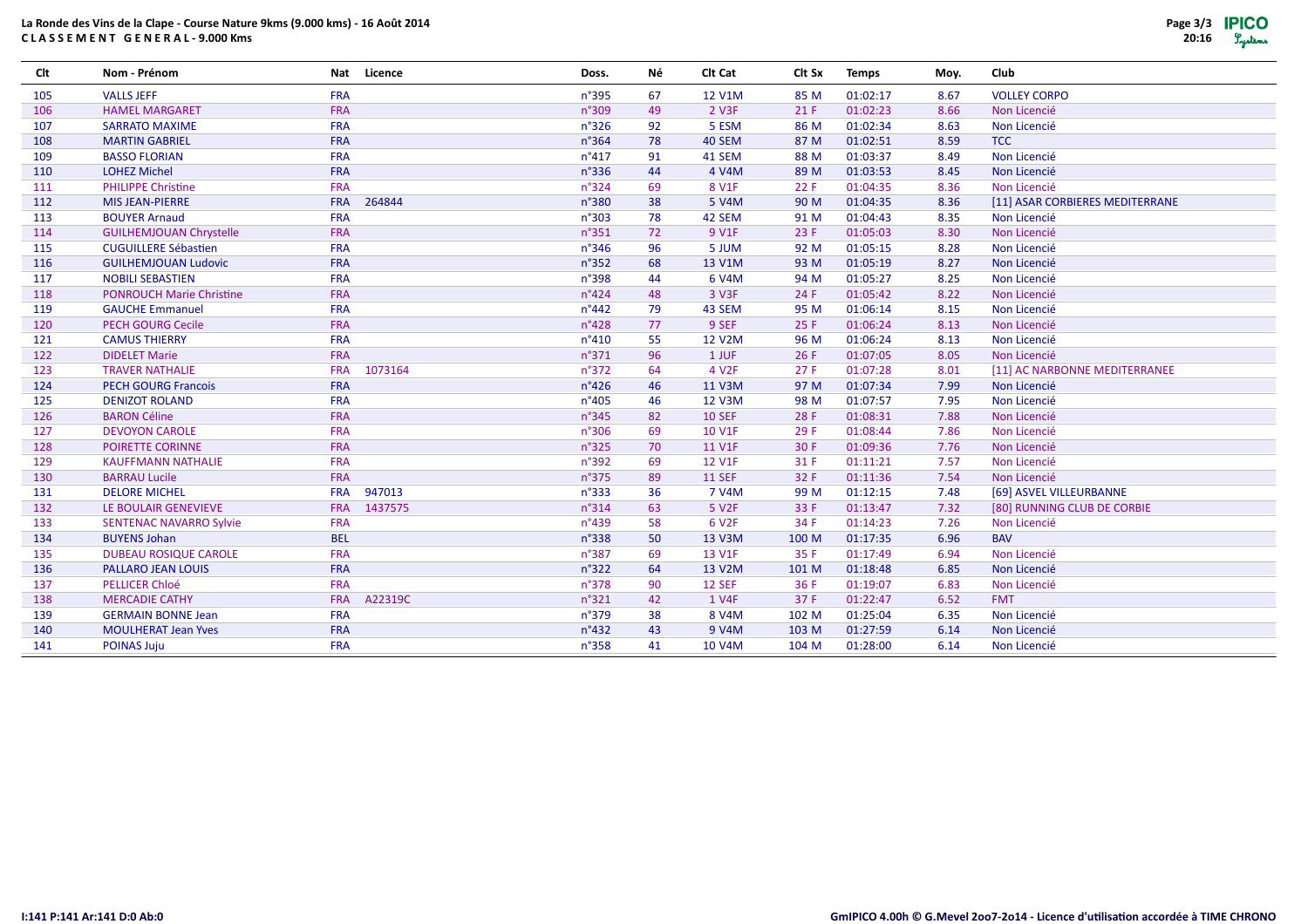La Ronde des Vins de la Clape - Course Nature 9kms (9.000 kms) - 16 Août 2014

**C L A S S E M E N T   G E N E R A L - 9.000 Kms**

| Clt | Nom - Prénom | Nat | Licence | Doss. | Né | Clt Cat | Clt Sx | Temps | Moy. | Club |
|---|---|---|---|---|---|---|---|---|---|---|
| 105 | VALLS JEFF | FRA | | n°395 | 67 | 12 V1M | 85 M | 01:02:17 | 8.67 | VOLLEY CORPO |
| 106 | HAMEL MARGARET | FRA | | n°309 | 49 | 2 V3F | 21 F | 01:02:23 | 8.66 | Non Licencié |
| 107 | SARRATO MAXIME | FRA | | n°326 | 92 | 5 ESM | 86 M | 01:02:34 | 8.63 | Non Licencié |
| 108 | MARTIN GABRIEL | FRA | | n°364 | 78 | 40 SEM | 87 M | 01:02:51 | 8.59 | TCC |
| 109 | BASSO FLORIAN | FRA | | n°417 | 91 | 41 SEM | 88 M | 01:03:37 | 8.49 | Non Licencié |
| 110 | LOHEZ Michel | FRA | | n°336 | 44 | 4 V4M | 89 M | 01:03:53 | 8.45 | Non Licencié |
| 111 | PHILIPPE Christine | FRA | | n°324 | 69 | 8 V1F | 22 F | 01:04:35 | 8.36 | Non Licencié |
| 112 | MIS JEAN-PIERRE | FRA | 264844 | n°380 | 38 | 5 V4M | 90 M | 01:04:35 | 8.36 | [11] ASAR CORBIERES MEDITERRANE |
| 113 | BOUYER Arnaud | FRA | | n°303 | 78 | 42 SEM | 91 M | 01:04:43 | 8.35 | Non Licencié |
| 114 | GUILHEMJOUAN Chrystelle | FRA | | n°351 | 72 | 9 V1F | 23 F | 01:05:03 | 8.30 | Non Licencié |
| 115 | CUGUILLERE Sébastien | FRA | | n°346 | 96 | 5 JUM | 92 M | 01:05:15 | 8.28 | Non Licencié |
| 116 | GUILHEMJOUAN Ludovic | FRA | | n°352 | 68 | 13 V1M | 93 M | 01:05:19 | 8.27 | Non Licencié |
| 117 | NOBILI SEBASTIEN | FRA | | n°398 | 44 | 6 V4M | 94 M | 01:05:27 | 8.25 | Non Licencié |
| 118 | PONROUCH Marie Christine | FRA | | n°424 | 48 | 3 V3F | 24 F | 01:05:42 | 8.22 | Non Licencié |
| 119 | GAUCHE Emmanuel | FRA | | n°442 | 79 | 43 SEM | 95 M | 01:06:14 | 8.15 | Non Licencié |
| 120 | PECH GOURG Cecile | FRA | | n°428 | 77 | 9 SEF | 25 F | 01:06:24 | 8.13 | Non Licencié |
| 121 | CAMUS THIERRY | FRA | | n°410 | 55 | 12 V2M | 96 M | 01:06:24 | 8.13 | Non Licencié |
| 122 | DIDELET Marie | FRA | | n°371 | 96 | 1 JUF | 26 F | 01:07:05 | 8.05 | Non Licencié |
| 123 | TRAVER NATHALIE | FRA | 1073164 | n°372 | 64 | 4 V2F | 27 F | 01:07:28 | 8.01 | [11] AC NARBONNE MEDITERRANEE |
| 124 | PECH GOURG Francois | FRA | | n°426 | 46 | 11 V3M | 97 M | 01:07:34 | 7.99 | Non Licencié |
| 125 | DENIZOT ROLAND | FRA | | n°405 | 46 | 12 V3M | 98 M | 01:07:57 | 7.95 | Non Licencié |
| 126 | BARON Céline | FRA | | n°345 | 82 | 10 SEF | 28 F | 01:08:31 | 7.88 | Non Licencié |
| 127 | DEVOYON CAROLE | FRA | | n°306 | 69 | 10 V1F | 29 F | 01:08:44 | 7.86 | Non Licencié |
| 128 | POIRETTE CORINNE | FRA | | n°325 | 70 | 11 V1F | 30 F | 01:09:36 | 7.76 | Non Licencié |
| 129 | KAUFFMANN NATHALIE | FRA | | n°392 | 69 | 12 V1F | 31 F | 01:11:21 | 7.57 | Non Licencié |
| 130 | BARRAU Lucile | FRA | | n°375 | 89 | 11 SEF | 32 F | 01:11:36 | 7.54 | Non Licencié |
| 131 | DELORE MICHEL | FRA | 947013 | n°333 | 36 | 7 V4M | 99 M | 01:12:15 | 7.48 | [69] ASVEL VILLEURBANNE |
| 132 | LE BOULAIR GENEVIEVE | FRA | 1437575 | n°314 | 63 | 5 V2F | 33 F | 01:13:47 | 7.32 | [80] RUNNING CLUB DE CORBIE |
| 133 | SENTENAC NAVARRO Sylvie | FRA | | n°439 | 58 | 6 V2F | 34 F | 01:14:23 | 7.26 | Non Licencié |
| 134 | BUYENS Johan | BEL | | n°338 | 50 | 13 V3M | 100 M | 01:17:35 | 6.96 | BAV |
| 135 | DUBEAU ROSIQUE CAROLE | FRA | | n°387 | 69 | 13 V1F | 35 F | 01:17:49 | 6.94 | Non Licencié |
| 136 | PALLARO JEAN LOUIS | FRA | | n°322 | 64 | 13 V2M | 101 M | 01:18:48 | 6.85 | Non Licencié |
| 137 | PELLICER Chloé | FRA | | n°378 | 90 | 12 SEF | 36 F | 01:19:07 | 6.83 | Non Licencié |
| 138 | MERCADIE CATHY | FRA | A22319C | n°321 | 42 | 1 V4F | 37 F | 01:22:47 | 6.52 | FMT |
| 139 | GERMAIN BONNE Jean | FRA | | n°379 | 38 | 8 V4M | 102 M | 01:25:04 | 6.35 | Non Licencié |
| 140 | MOULHERAT Jean Yves | FRA | | n°432 | 43 | 9 V4M | 103 M | 01:27:59 | 6.14 | Non Licencié |
| 141 | POINAS Juju | FRA | | n°358 | 41 | 10 V4M | 104 M | 01:28:00 | 6.14 | Non Licencié |

I:141 P:141 Ar:141 D:0 Ab:0